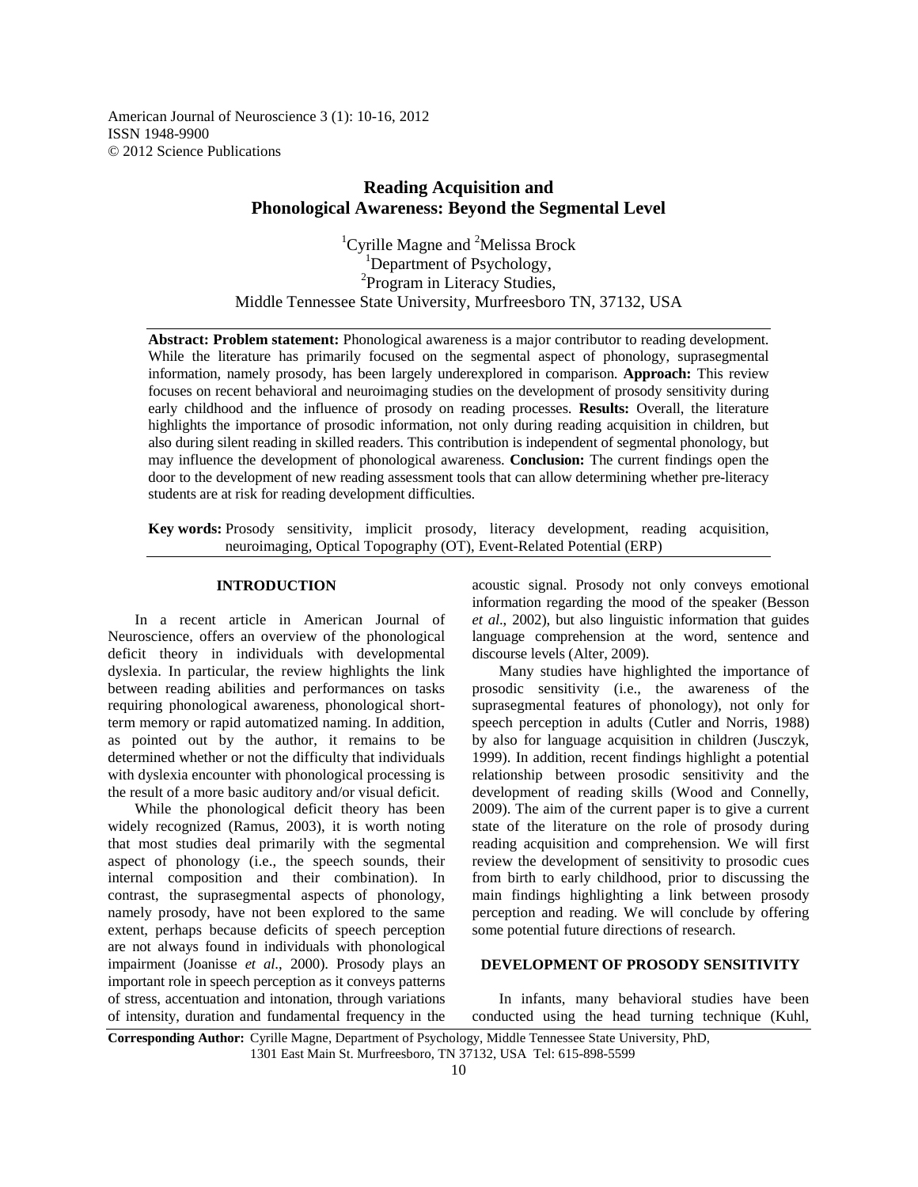American Journal of Neuroscience 3 (1): 10-16, 2012
ISSN 1948-9900
© 2012 Science Publications

# Reading Acquisition and Phonological Awareness: Beyond the Segmental Level

[1]Cyrille Magne and [2]Melissa Brock
[1]Department of Psychology,
[2]Program in Literacy Studies,
Middle Tennessee State University, Murfreesboro TN, 37132, USA

**Abstract: Problem statement:** Phonological awareness is a major contributor to reading development. While the literature has primarily focused on the segmental aspect of phonology, suprasegmental information, namely prosody, has been largely underexplored in comparison. **Approach:** This review focuses on recent behavioral and neuroimaging studies on the development of prosody sensitivity during early childhood and the influence of prosody on reading processes. **Results:** Overall, the literature highlights the importance of prosodic information, not only during reading acquisition in children, but also during silent reading in skilled readers. This contribution is independent of segmental phonology, but may influence the development of phonological awareness. **Conclusion:** The current findings open the door to the development of new reading assessment tools that can allow determining whether pre-literacy students are at risk for reading development difficulties.

**Key words:** Prosody sensitivity, implicit prosody, literacy development, reading acquisition, neuroimaging, Optical Topography (OT), Event-Related Potential (ERP)

## INTRODUCTION

In a recent article in American Journal of Neuroscience, offers an overview of the phonological deficit theory in individuals with developmental dyslexia. In particular, the review highlights the link between reading abilities and performances on tasks requiring phonological awareness, phonological short-term memory or rapid automatized naming. In addition, as pointed out by the author, it remains to be determined whether or not the difficulty that individuals with dyslexia encounter with phonological processing is the result of a more basic auditory and/or visual deficit.

While the phonological deficit theory has been widely recognized (Ramus, 2003), it is worth noting that most studies deal primarily with the segmental aspect of phonology (i.e., the speech sounds, their internal composition and their combination). In contrast, the suprasegmental aspects of phonology, namely prosody, have not been explored to the same extent, perhaps because deficits of speech perception are not always found in individuals with phonological impairment (Joanisse *et al*., 2000). Prosody plays an important role in speech perception as it conveys patterns of stress, accentuation and intonation, through variations of intensity, duration and fundamental frequency in the acoustic signal. Prosody not only conveys emotional information regarding the mood of the speaker (Besson *et al*., 2002), but also linguistic information that guides language comprehension at the word, sentence and discourse levels (Alter, 2009).

Many studies have highlighted the importance of prosodic sensitivity (i.e., the awareness of the suprasegmental features of phonology), not only for speech perception in adults (Cutler and Norris, 1988) by also for language acquisition in children (Jusczyk, 1999). In addition, recent findings highlight a potential relationship between prosodic sensitivity and the development of reading skills (Wood and Connelly, 2009). The aim of the current paper is to give a current state of the literature on the role of prosody during reading acquisition and comprehension. We will first review the development of sensitivity to prosodic cues from birth to early childhood, prior to discussing the main findings highlighting a link between prosody perception and reading. We will conclude by offering some potential future directions of research.

## DEVELOPMENT OF PROSODY SENSITIVITY

In infants, many behavioral studies have been conducted using the head turning technique (Kuhl,

**Corresponding Author:** Cyrille Magne, Department of Psychology, Middle Tennessee State University, PhD, 1301 East Main St. Murfreesboro, TN 37132, USA Tel: 615-898-5599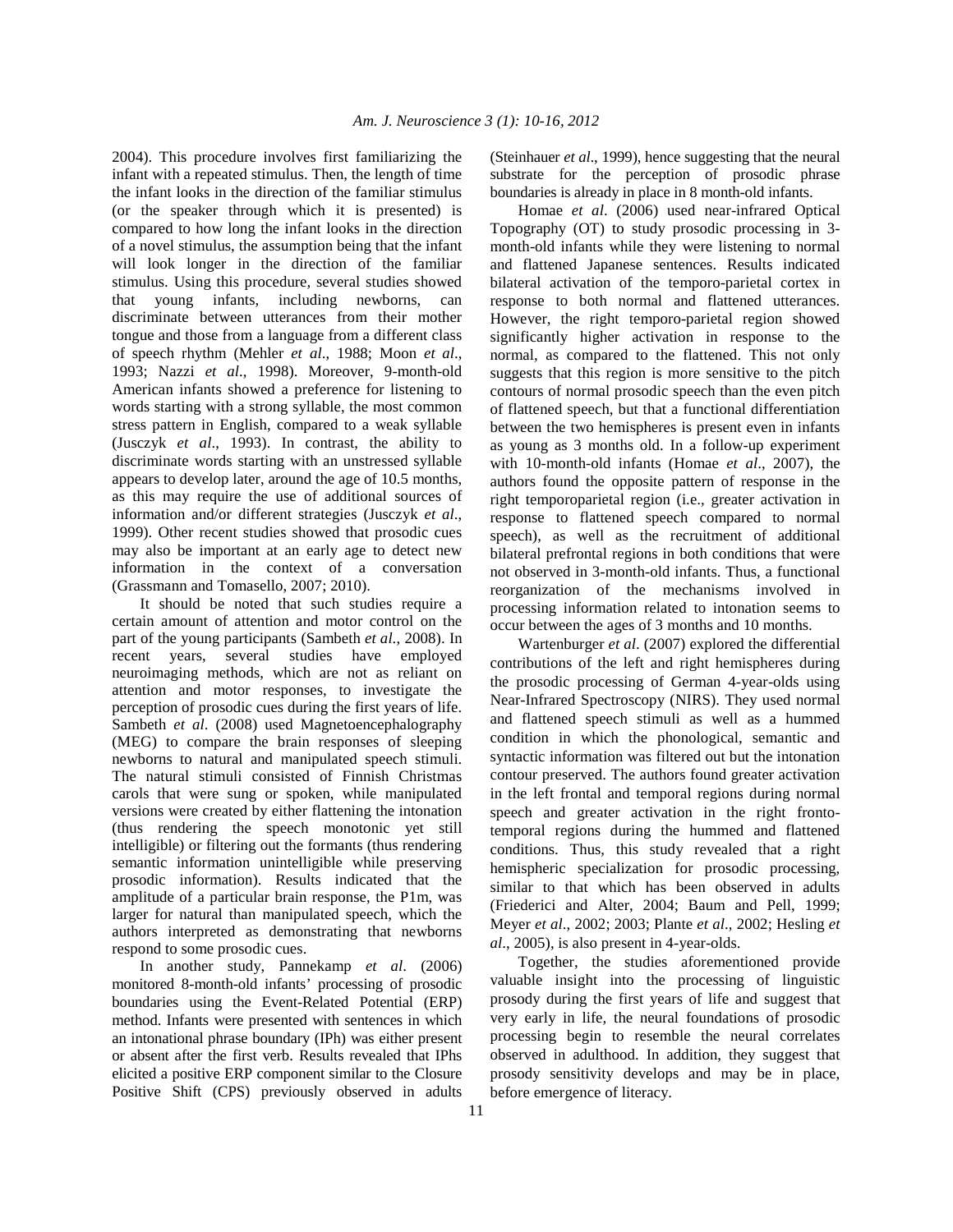2004). This procedure involves first familiarizing the infant with a repeated stimulus. Then, the length of time the infant looks in the direction of the familiar stimulus (or the speaker through which it is presented) is compared to how long the infant looks in the direction of a novel stimulus, the assumption being that the infant will look longer in the direction of the familiar stimulus. Using this procedure, several studies showed that young infants, including newborns, can discriminate between utterances from their mother tongue and those from a language from a different class of speech rhythm (Mehler *et al*., 1988; Moon *et al*., 1993; Nazzi *et al*., 1998). Moreover, 9-month-old American infants showed a preference for listening to words starting with a strong syllable, the most common stress pattern in English, compared to a weak syllable (Jusczyk *et al*., 1993). In contrast, the ability to discriminate words starting with an unstressed syllable appears to develop later, around the age of 10.5 months, as this may require the use of additional sources of information and/or different strategies (Jusczyk *et al*., 1999). Other recent studies showed that prosodic cues may also be important at an early age to detect new information in the context of a conversation (Grassmann and Tomasello, 2007; 2010).

It should be noted that such studies require a certain amount of attention and motor control on the part of the young participants (Sambeth *et al*., 2008). In recent years, several studies have employed neuroimaging methods, which are not as reliant on attention and motor responses, to investigate the perception of prosodic cues during the first years of life. Sambeth *et al*. (2008) used Magnetoencephalography (MEG) to compare the brain responses of sleeping newborns to natural and manipulated speech stimuli. The natural stimuli consisted of Finnish Christmas carols that were sung or spoken, while manipulated versions were created by either flattening the intonation (thus rendering the speech monotonic yet still intelligible) or filtering out the formants (thus rendering semantic information unintelligible while preserving prosodic information). Results indicated that the amplitude of a particular brain response, the P1m, was larger for natural than manipulated speech, which the authors interpreted as demonstrating that newborns respond to some prosodic cues.

In another study, Pannekamp *et al*. (2006) monitored 8-month-old infants' processing of prosodic boundaries using the Event-Related Potential (ERP) method. Infants were presented with sentences in which an intonational phrase boundary (IPh) was either present or absent after the first verb. Results revealed that IPhs elicited a positive ERP component similar to the Closure Positive Shift (CPS) previously observed in adults (Steinhauer *et al*., 1999), hence suggesting that the neural substrate for the perception of prosodic phrase boundaries is already in place in 8 month-old infants.

Homae *et al*. (2006) used near-infrared Optical Topography (OT) to study prosodic processing in 3-month-old infants while they were listening to normal and flattened Japanese sentences. Results indicated bilateral activation of the temporo-parietal cortex in response to both normal and flattened utterances. However, the right temporo-parietal region showed significantly higher activation in response to the normal, as compared to the flattened. This not only suggests that this region is more sensitive to the pitch contours of normal prosodic speech than the even pitch of flattened speech, but that a functional differentiation between the two hemispheres is present even in infants as young as 3 months old. In a follow-up experiment with 10-month-old infants (Homae *et al*., 2007), the authors found the opposite pattern of response in the right temporoparietal region (i.e., greater activation in response to flattened speech compared to normal speech), as well as the recruitment of additional bilateral prefrontal regions in both conditions that were not observed in 3-month-old infants. Thus, a functional reorganization of the mechanisms involved in processing information related to intonation seems to occur between the ages of 3 months and 10 months.

Wartenburger *et al*. (2007) explored the differential contributions of the left and right hemispheres during the prosodic processing of German 4-year-olds using Near-Infrared Spectroscopy (NIRS). They used normal and flattened speech stimuli as well as a hummed condition in which the phonological, semantic and syntactic information was filtered out but the intonation contour preserved. The authors found greater activation in the left frontal and temporal regions during normal speech and greater activation in the right fronto-temporal regions during the hummed and flattened conditions. Thus, this study revealed that a right hemispheric specialization for prosodic processing, similar to that which has been observed in adults (Friederici and Alter, 2004; Baum and Pell, 1999; Meyer *et al*., 2002; 2003; Plante *et al*., 2002; Hesling *et al*., 2005), is also present in 4-year-olds.

Together, the studies aforementioned provide valuable insight into the processing of linguistic prosody during the first years of life and suggest that very early in life, the neural foundations of prosodic processing begin to resemble the neural correlates observed in adulthood. In addition, they suggest that prosody sensitivity develops and may be in place, before emergence of literacy.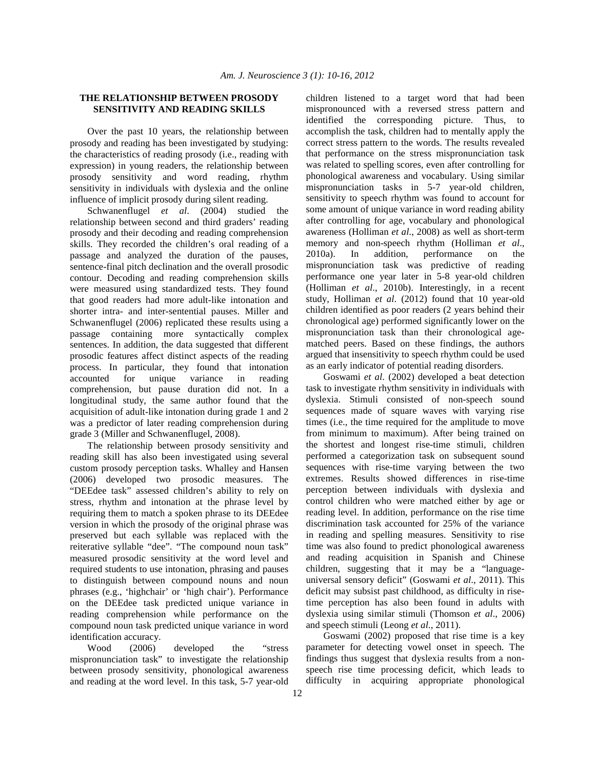### THE RELATIONSHIP BETWEEN PROSODY SENSITIVITY AND READING SKILLS

Over the past 10 years, the relationship between prosody and reading has been investigated by studying: the characteristics of reading prosody (i.e., reading with expression) in young readers, the relationship between prosody sensitivity and word reading, rhythm sensitivity in individuals with dyslexia and the online influence of implicit prosody during silent reading.

Schwanenflugel *et al*. (2004) studied the relationship between second and third graders' reading prosody and their decoding and reading comprehension skills. They recorded the children's oral reading of a passage and analyzed the duration of the pauses, sentence-final pitch declination and the overall prosodic contour. Decoding and reading comprehension skills were measured using standardized tests. They found that good readers had more adult-like intonation and shorter intra- and inter-sentential pauses. Miller and Schwanenflugel (2006) replicated these results using a passage containing more syntactically complex sentences. In addition, the data suggested that different prosodic features affect distinct aspects of the reading process. In particular, they found that intonation accounted for unique variance in reading comprehension, but pause duration did not. In a longitudinal study, the same author found that the acquisition of adult-like intonation during grade 1 and 2 was a predictor of later reading comprehension during grade 3 (Miller and Schwanenflugel, 2008).

The relationship between prosody sensitivity and reading skill has also been investigated using several custom prosody perception tasks. Whalley and Hansen (2006) developed two prosodic measures. The "DEEdee task" assessed children's ability to rely on stress, rhythm and intonation at the phrase level by requiring them to match a spoken phrase to its DEEdee version in which the prosody of the original phrase was preserved but each syllable was replaced with the reiterative syllable "dee". "The compound noun task" measured prosodic sensitivity at the word level and required students to use intonation, phrasing and pauses to distinguish between compound nouns and noun phrases (e.g., 'highchair' or 'high chair'). Performance on the DEEdee task predicted unique variance in reading comprehension while performance on the compound noun task predicted unique variance in word identification accuracy.

Wood (2006) developed the "stress mispronunciation task" to investigate the relationship between prosody sensitivity, phonological awareness and reading at the word level. In this task, 5-7 year-old children listened to a target word that had been mispronounced with a reversed stress pattern and identified the corresponding picture. Thus, to accomplish the task, children had to mentally apply the correct stress pattern to the words. The results revealed that performance on the stress mispronunciation task was related to spelling scores, even after controlling for phonological awareness and vocabulary. Using similar mispronunciation tasks in 5-7 year-old children, sensitivity to speech rhythm was found to account for some amount of unique variance in word reading ability after controlling for age, vocabulary and phonological awareness (Holliman *et al*., 2008) as well as short-term memory and non-speech rhythm (Holliman *et al*., 2010a). In addition, performance on the mispronunciation task was predictive of reading performance one year later in 5-8 year-old children (Holliman *et al*., 2010b). Interestingly, in a recent study, Holliman *et al*. (2012) found that 10 year-old children identified as poor readers (2 years behind their chronological age) performed significantly lower on the mispronunciation task than their chronological age-matched peers. Based on these findings, the authors argued that insensitivity to speech rhythm could be used as an early indicator of potential reading disorders.

Goswami *et al*. (2002) developed a beat detection task to investigate rhythm sensitivity in individuals with dyslexia. Stimuli consisted of non-speech sound sequences made of square waves with varying rise times (i.e., the time required for the amplitude to move from minimum to maximum). After being trained on the shortest and longest rise-time stimuli, children performed a categorization task on subsequent sound sequences with rise-time varying between the two extremes. Results showed differences in rise-time perception between individuals with dyslexia and control children who were matched either by age or reading level. In addition, performance on the rise time discrimination task accounted for 25% of the variance in reading and spelling measures. Sensitivity to rise time was also found to predict phonological awareness and reading acquisition in Spanish and Chinese children, suggesting that it may be a "language-universal sensory deficit" (Goswami *et al*., 2011). This deficit may subsist past childhood, as difficulty in rise-time perception has also been found in adults with dyslexia using similar stimuli (Thomson *et al*., 2006) and speech stimuli (Leong *et al*., 2011).

Goswami (2002) proposed that rise time is a key parameter for detecting vowel onset in speech. The findings thus suggest that dyslexia results from a non-speech rise time processing deficit, which leads to difficulty in acquiring appropriate phonological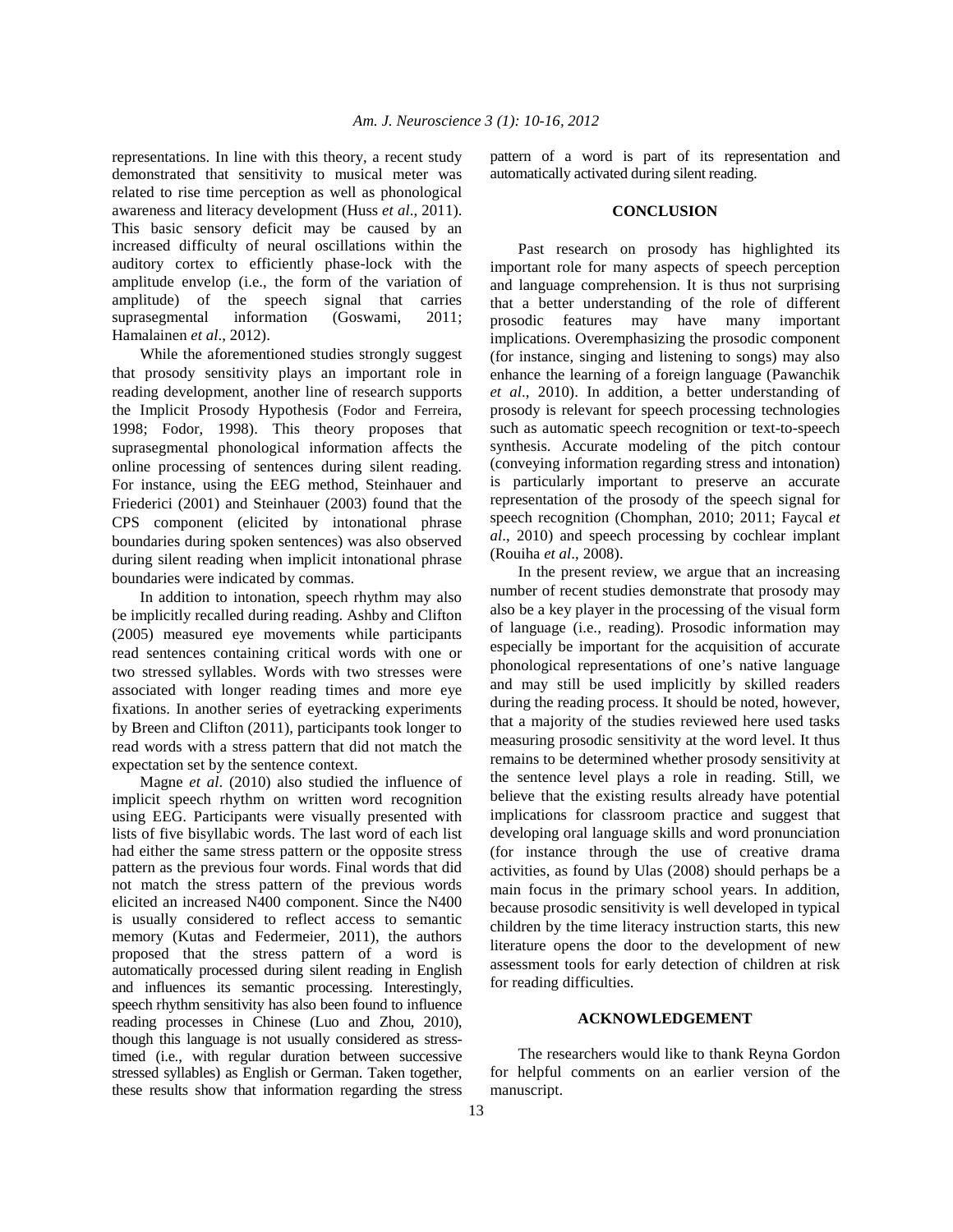representations. In line with this theory, a recent study demonstrated that sensitivity to musical meter was related to rise time perception as well as phonological awareness and literacy development (Huss *et al*., 2011). This basic sensory deficit may be caused by an increased difficulty of neural oscillations within the auditory cortex to efficiently phase-lock with the amplitude envelop (i.e., the form of the variation of amplitude) of the speech signal that carries suprasegmental information (Goswami, 2011; Hamalainen *et al*., 2012).

While the aforementioned studies strongly suggest that prosody sensitivity plays an important role in reading development, another line of research supports the Implicit Prosody Hypothesis (Fodor and Ferreira, 1998; Fodor, 1998). This theory proposes that suprasegmental phonological information affects the online processing of sentences during silent reading. For instance, using the EEG method, Steinhauer and Friederici (2001) and Steinhauer (2003) found that the CPS component (elicited by intonational phrase boundaries during spoken sentences) was also observed during silent reading when implicit intonational phrase boundaries were indicated by commas.

In addition to intonation, speech rhythm may also be implicitly recalled during reading. Ashby and Clifton (2005) measured eye movements while participants read sentences containing critical words with one or two stressed syllables. Words with two stresses were associated with longer reading times and more eye fixations. In another series of eyetracking experiments by Breen and Clifton (2011), participants took longer to read words with a stress pattern that did not match the expectation set by the sentence context.

Magne *et al*. (2010) also studied the influence of implicit speech rhythm on written word recognition using EEG. Participants were visually presented with lists of five bisyllabic words. The last word of each list had either the same stress pattern or the opposite stress pattern as the previous four words. Final words that did not match the stress pattern of the previous words elicited an increased N400 component. Since the N400 is usually considered to reflect access to semantic memory (Kutas and Federmeier, 2011), the authors proposed that the stress pattern of a word is automatically processed during silent reading in English and influences its semantic processing. Interestingly, speech rhythm sensitivity has also been found to influence reading processes in Chinese (Luo and Zhou, 2010), though this language is not usually considered as stress-timed (i.e., with regular duration between successive stressed syllables) as English or German. Taken together, these results show that information regarding the stress pattern of a word is part of its representation and automatically activated during silent reading.

## CONCLUSION

Past research on prosody has highlighted its important role for many aspects of speech perception and language comprehension. It is thus not surprising that a better understanding of the role of different prosodic features may have many important implications. Overemphasizing the prosodic component (for instance, singing and listening to songs) may also enhance the learning of a foreign language (Pawanchik *et al*., 2010). In addition, a better understanding of prosody is relevant for speech processing technologies such as automatic speech recognition or text-to-speech synthesis. Accurate modeling of the pitch contour (conveying information regarding stress and intonation) is particularly important to preserve an accurate representation of the prosody of the speech signal for speech recognition (Chomphan, 2010; 2011; Faycal *et al*., 2010) and speech processing by cochlear implant (Rouiha *et al*., 2008).

In the present review, we argue that an increasing number of recent studies demonstrate that prosody may also be a key player in the processing of the visual form of language (i.e., reading). Prosodic information may especially be important for the acquisition of accurate phonological representations of one's native language and may still be used implicitly by skilled readers during the reading process. It should be noted, however, that a majority of the studies reviewed here used tasks measuring prosodic sensitivity at the word level. It thus remains to be determined whether prosody sensitivity at the sentence level plays a role in reading. Still, we believe that the existing results already have potential implications for classroom practice and suggest that developing oral language skills and word pronunciation (for instance through the use of creative drama activities, as found by Ulas (2008) should perhaps be a main focus in the primary school years. In addition, because prosodic sensitivity is well developed in typical children by the time literacy instruction starts, this new literature opens the door to the development of new assessment tools for early detection of children at risk for reading difficulties.

## ACKNOWLEDGEMENT

The researchers would like to thank Reyna Gordon for helpful comments on an earlier version of the manuscript.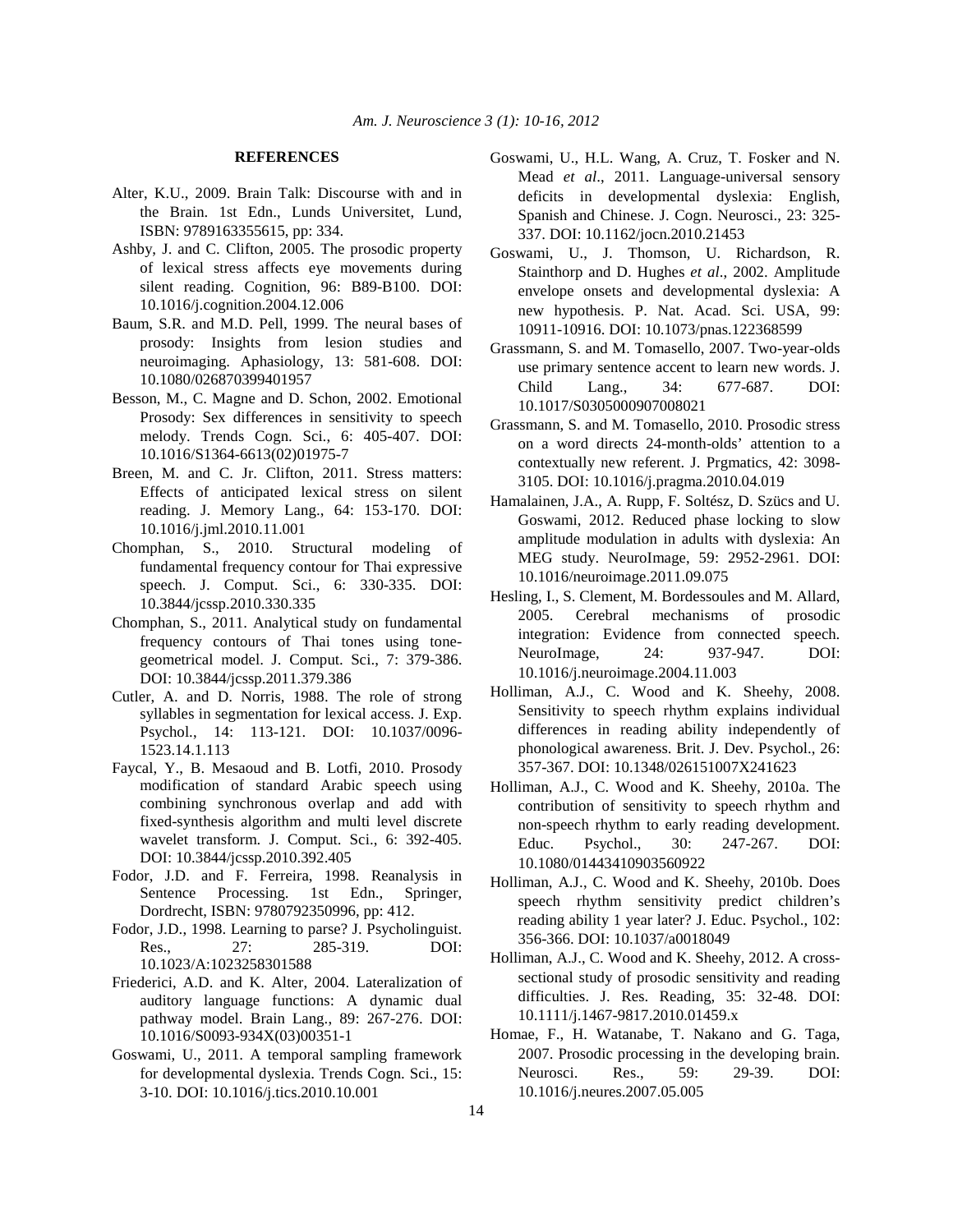**REFERENCES**

Alter, K.U., 2009. Brain Talk: Discourse with and in the Brain. 1st Edn., Lunds Universitet, Lund, ISBN: 9789163355615, pp: 334.

Ashby, J. and C. Clifton, 2005. The prosodic property of lexical stress affects eye movements during silent reading. Cognition, 96: B89-B100. DOI: 10.1016/j.cognition.2004.12.006

Baum, S.R. and M.D. Pell, 1999. The neural bases of prosody: Insights from lesion studies and neuroimaging. Aphasiology, 13: 581-608. DOI: 10.1080/026870399401957

Besson, M., C. Magne and D. Schon, 2002. Emotional Prosody: Sex differences in sensitivity to speech melody. Trends Cogn. Sci., 6: 405-407. DOI: 10.1016/S1364-6613(02)01975-7

Breen, M. and C. Jr. Clifton, 2011. Stress matters: Effects of anticipated lexical stress on silent reading. J. Memory Lang., 64: 153-170. DOI: 10.1016/j.jml.2010.11.001

Chomphan, S., 2010. Structural modeling of fundamental frequency contour for Thai expressive speech. J. Comput. Sci., 6: 330-335. DOI: 10.3844/jcssp.2010.330.335

Chomphan, S., 2011. Analytical study on fundamental frequency contours of Thai tones using tone-geometrical model. J. Comput. Sci., 7: 379-386. DOI: 10.3844/jcssp.2011.379.386

Cutler, A. and D. Norris, 1988. The role of strong syllables in segmentation for lexical access. J. Exp. Psychol., 14: 113-121. DOI: 10.1037/0096-1523.14.1.113

Faycal, Y., B. Mesaoud and B. Lotfi, 2010. Prosody modification of standard Arabic speech using combining synchronous overlap and add with fixed-synthesis algorithm and multi level discrete wavelet transform. J. Comput. Sci., 6: 392-405. DOI: 10.3844/jcssp.2010.392.405

Fodor, J.D. and F. Ferreira, 1998. Reanalysis in Sentence Processing. 1st Edn., Springer, Dordrecht, ISBN: 9780792350996, pp: 412.

Fodor, J.D., 1998. Learning to parse? J. Psycholinguist. Res., 27: 285-319. DOI: 10.1023/A:1023258301588

Friederici, A.D. and K. Alter, 2004. Lateralization of auditory language functions: A dynamic dual pathway model. Brain Lang., 89: 267-276. DOI: 10.1016/S0093-934X(03)00351-1

Goswami, U., 2011. A temporal sampling framework for developmental dyslexia. Trends Cogn. Sci., 15: 3-10. DOI: 10.1016/j.tics.2010.10.001

Goswami, U., H.L. Wang, A. Cruz, T. Fosker and N. Mead *et al*., 2011. Language-universal sensory deficits in developmental dyslexia: English, Spanish and Chinese. J. Cogn. Neurosci., 23: 325-337. DOI: 10.1162/jocn.2010.21453

Goswami, U., J. Thomson, U. Richardson, R. Stainthorp and D. Hughes *et al*., 2002. Amplitude envelope onsets and developmental dyslexia: A new hypothesis. P. Nat. Acad. Sci. USA, 99: 10911-10916. DOI: 10.1073/pnas.122368599

Grassmann, S. and M. Tomasello, 2007. Two-year-olds use primary sentence accent to learn new words. J. Child Lang., 34: 677-687. DOI: 10.1017/S0305000907008021

Grassmann, S. and M. Tomasello, 2010. Prosodic stress on a word directs 24-month-olds' attention to a contextually new referent. J. Prgmatics, 42: 3098-3105. DOI: 10.1016/j.pragma.2010.04.019

Hamalainen, J.A., A. Rupp, F. Soltész, D. Szücs and U. Goswami, 2012. Reduced phase locking to slow amplitude modulation in adults with dyslexia: An MEG study. NeuroImage, 59: 2952-2961. DOI: 10.1016/neuroimage.2011.09.075

Hesling, I., S. Clement, M. Bordessoules and M. Allard, 2005. Cerebral mechanisms of prosodic integration: Evidence from connected speech. NeuroImage, 24: 937-947. DOI: 10.1016/j.neuroimage.2004.11.003

Holliman, A.J., C. Wood and K. Sheehy, 2008. Sensitivity to speech rhythm explains individual differences in reading ability independently of phonological awareness. Brit. J. Dev. Psychol., 26: 357-367. DOI: 10.1348/026151007X241623

Holliman, A.J., C. Wood and K. Sheehy, 2010a. The contribution of sensitivity to speech rhythm and non-speech rhythm to early reading development. Educ. Psychol., 30: 247-267. DOI: 10.1080/01443410903560922

Holliman, A.J., C. Wood and K. Sheehy, 2010b. Does speech rhythm sensitivity predict children's reading ability 1 year later? J. Educ. Psychol., 102: 356-366. DOI: 10.1037/a0018049

Holliman, A.J., C. Wood and K. Sheehy, 2012. A cross-sectional study of prosodic sensitivity and reading difficulties. J. Res. Reading, 35: 32-48. DOI: 10.1111/j.1467-9817.2010.01459.x

Homae, F., H. Watanabe, T. Nakano and G. Taga, 2007. Prosodic processing in the developing brain. Neurosci. Res., 59: 29-39. DOI: 10.1016/j.neures.2007.05.005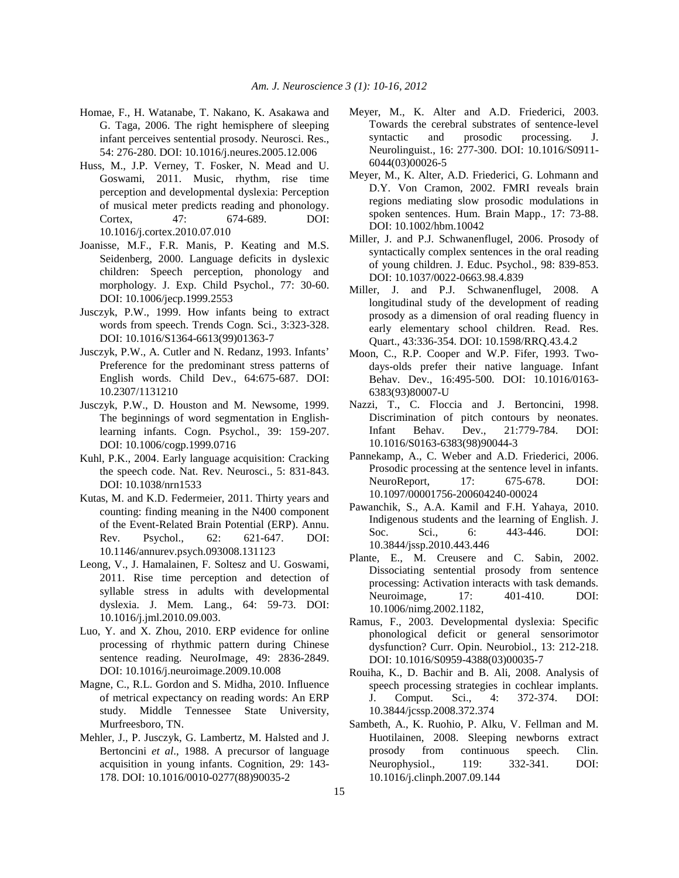Homae, F., H. Watanabe, T. Nakano, K. Asakawa and G. Taga, 2006. The right hemisphere of sleeping infant perceives sentential prosody. Neurosci. Res., 54: 276-280. DOI: 10.1016/j.neures.2005.12.006

Huss, M., J.P. Verney, T. Fosker, N. Mead and U. Goswami, 2011. Music, rhythm, rise time perception and developmental dyslexia: Perception of musical meter predicts reading and phonology. Cortex, 47: 674-689. DOI: 10.1016/j.cortex.2010.07.010

Joanisse, M.F., F.R. Manis, P. Keating and M.S. Seidenberg, 2000. Language deficits in dyslexic children: Speech perception, phonology and morphology. J. Exp. Child Psychol., 77: 30-60. DOI: 10.1006/jecp.1999.2553

Jusczyk, P.W., 1999. How infants being to extract words from speech. Trends Cogn. Sci., 3:323-328. DOI: 10.1016/S1364-6613(99)01363-7

Jusczyk, P.W., A. Cutler and N. Redanz, 1993. Infants' Preference for the predominant stress patterns of English words. Child Dev., 64:675-687. DOI: 10.2307/1131210

Jusczyk, P.W., D. Houston and M. Newsome, 1999. The beginnings of word segmentation in English-learning infants. Cogn. Psychol., 39: 159-207. DOI: 10.1006/cogp.1999.0716

Kuhl, P.K., 2004. Early language acquisition: Cracking the speech code. Nat. Rev. Neurosci., 5: 831-843. DOI: 10.1038/nrn1533

Kutas, M. and K.D. Federmeier, 2011. Thirty years and counting: finding meaning in the N400 component of the Event-Related Brain Potential (ERP). Annu. Rev. Psychol., 62: 621-647. DOI: 10.1146/annurev.psych.093008.131123

Leong, V., J. Hamalainen, F. Soltesz and U. Goswami, 2011. Rise time perception and detection of syllable stress in adults with developmental dyslexia. J. Mem. Lang., 64: 59-73. DOI: 10.1016/j.jml.2010.09.003.

Luo, Y. and X. Zhou, 2010. ERP evidence for online processing of rhythmic pattern during Chinese sentence reading. NeuroImage, 49: 2836-2849. DOI: 10.1016/j.neuroimage.2009.10.008

Magne, C., R.L. Gordon and S. Midha, 2010. Influence of metrical expectancy on reading words: An ERP study. Middle Tennessee State University, Murfreesboro, TN.

Mehler, J., P. Jusczyk, G. Lambertz, M. Halsted and J. Bertoncini *et al*., 1988. A precursor of language acquisition in young infants. Cognition, 29: 143-178. DOI: 10.1016/0010-0277(88)90035-2

Meyer, M., K. Alter and A.D. Friederici, 2003. Towards the cerebral substrates of sentence-level syntactic and prosodic processing. J. Neurolinguist., 16: 277-300. DOI: 10.1016/S0911-6044(03)00026-5

Meyer, M., K. Alter, A.D. Friederici, G. Lohmann and D.Y. Von Cramon, 2002. FMRI reveals brain regions mediating slow prosodic modulations in spoken sentences. Hum. Brain Mapp., 17: 73-88. DOI: 10.1002/hbm.10042

Miller, J. and P.J. Schwanenflugel, 2006. Prosody of syntactically complex sentences in the oral reading of young children. J. Educ. Psychol., 98: 839-853. DOI: 10.1037/0022-0663.98.4.839

Miller, J. and P.J. Schwanenflugel, 2008. A longitudinal study of the development of reading prosody as a dimension of oral reading fluency in early elementary school children. Read. Res. Quart., 43:336-354. DOI: 10.1598/RRQ.43.4.2

Moon, C., R.P. Cooper and W.P. Fifer, 1993. Two-days-olds prefer their native language. Infant Behav. Dev., 16:495-500. DOI: 10.1016/0163-6383(93)80007-U

Nazzi, T., C. Floccia and J. Bertoncini, 1998. Discrimination of pitch contours by neonates. Infant Behav. Dev., 21:779-784. DOI: 10.1016/S0163-6383(98)90044-3

Pannekamp, A., C. Weber and A.D. Friederici, 2006. Prosodic processing at the sentence level in infants. NeuroReport, 17: 675-678. DOI: 10.1097/00001756-200604240-00024

Pawanchik, S., A.A. Kamil and F.H. Yahaya, 2010. Indigenous students and the learning of English. J. Soc. Sci., 6: 443-446. DOI: 10.3844/jssp.2010.443.446

Plante, E., M. Creusere and C. Sabin, 2002. Dissociating sentential prosody from sentence processing: Activation interacts with task demands. Neuroimage, 17: 401-410. DOI: 10.1006/nimg.2002.1182,

Ramus, F., 2003. Developmental dyslexia: Specific phonological deficit or general sensorimotor dysfunction? Curr. Opin. Neurobiol., 13: 212-218. DOI: 10.1016/S0959-4388(03)00035-7

Rouiha, K., D. Bachir and B. Ali, 2008. Analysis of speech processing strategies in cochlear implants. J. Comput. Sci., 4: 372-374. DOI: 10.3844/jcssp.2008.372.374

Sambeth, A., K. Ruohio, P. Alku, V. Fellman and M. Huotilainen, 2008. Sleeping newborns extract prosody from continuous speech. Clin. Neurophysiol., 119: 332-341. DOI: 10.1016/j.clinph.2007.09.144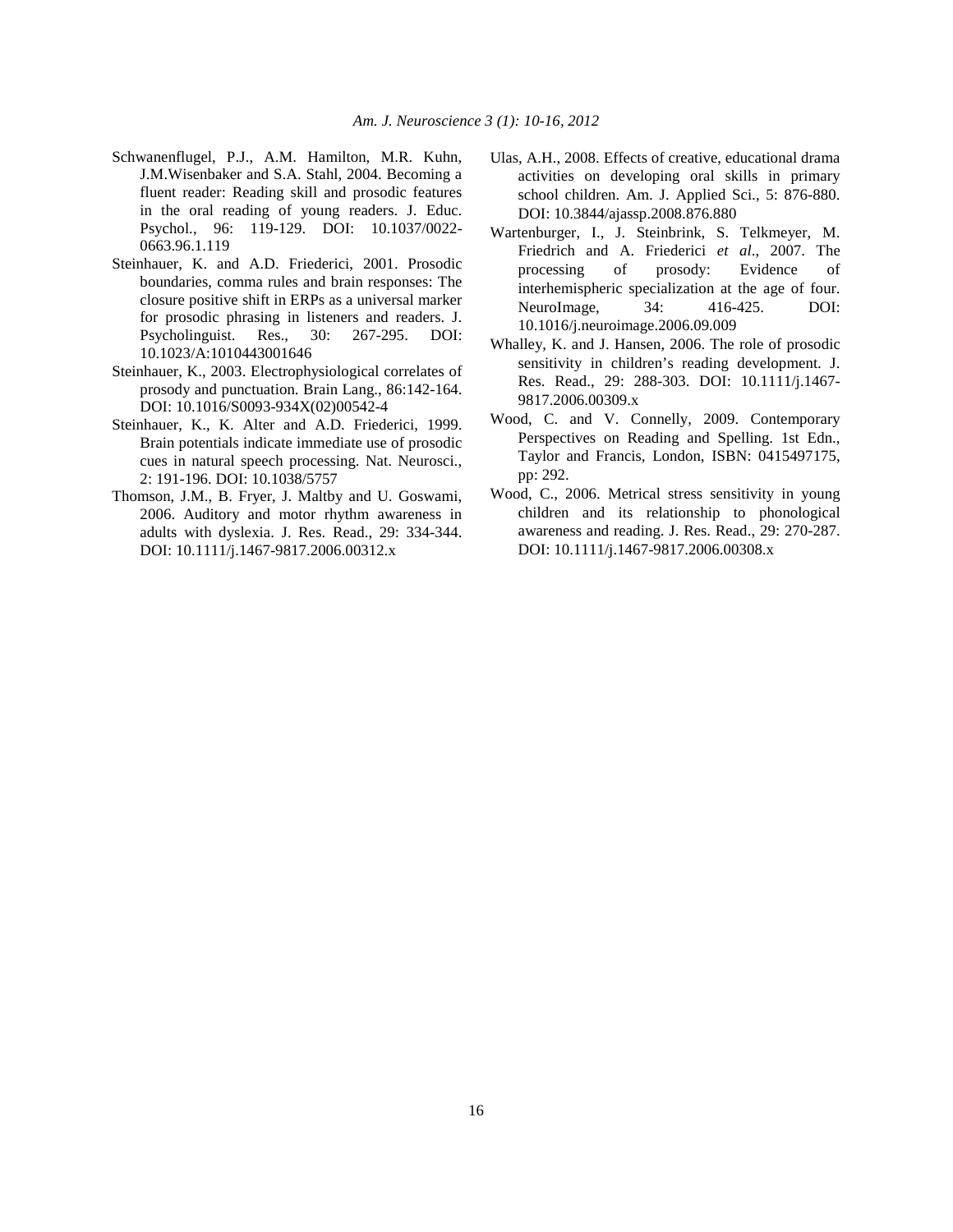Schwanenflugel, P.J., A.M. Hamilton, M.R. Kuhn, J.M.Wisenbaker and S.A. Stahl, 2004. Becoming a fluent reader: Reading skill and prosodic features in the oral reading of young readers. J. Educ. Psychol., 96: 119-129. DOI: 10.1037/0022-0663.96.1.119

Steinhauer, K. and A.D. Friederici, 2001. Prosodic boundaries, comma rules and brain responses: The closure positive shift in ERPs as a universal marker for prosodic phrasing in listeners and readers. J. Psycholinguist. Res., 30: 267-295. DOI: 10.1023/A:1010443001646

Steinhauer, K., 2003. Electrophysiological correlates of prosody and punctuation. Brain Lang., 86:142-164. DOI: 10.1016/S0093-934X(02)00542-4

Steinhauer, K., K. Alter and A.D. Friederici, 1999. Brain potentials indicate immediate use of prosodic cues in natural speech processing. Nat. Neurosci., 2: 191-196. DOI: 10.1038/5757

Thomson, J.M., B. Fryer, J. Maltby and U. Goswami, 2006. Auditory and motor rhythm awareness in adults with dyslexia. J. Res. Read., 29: 334-344. DOI: 10.1111/j.1467-9817.2006.00312.x

Ulas, A.H., 2008. Effects of creative, educational drama activities on developing oral skills in primary school children. Am. J. Applied Sci., 5: 876-880. DOI: 10.3844/ajassp.2008.876.880

Wartenburger, I., J. Steinbrink, S. Telkmeyer, M. Friedrich and A. Friederici *et al*., 2007. The processing of prosody: Evidence of interhemispheric specialization at the age of four. NeuroImage, 34: 416-425. DOI: 10.1016/j.neuroimage.2006.09.009

Whalley, K. and J. Hansen, 2006. The role of prosodic sensitivity in children's reading development. J. Res. Read., 29: 288-303. DOI: 10.1111/j.1467-9817.2006.00309.x

Wood, C. and V. Connelly, 2009. Contemporary Perspectives on Reading and Spelling. 1st Edn., Taylor and Francis, London, ISBN: 0415497175, pp: 292.

Wood, C., 2006. Metrical stress sensitivity in young children and its relationship to phonological awareness and reading. J. Res. Read., 29: 270-287. DOI: 10.1111/j.1467-9817.2006.00308.x